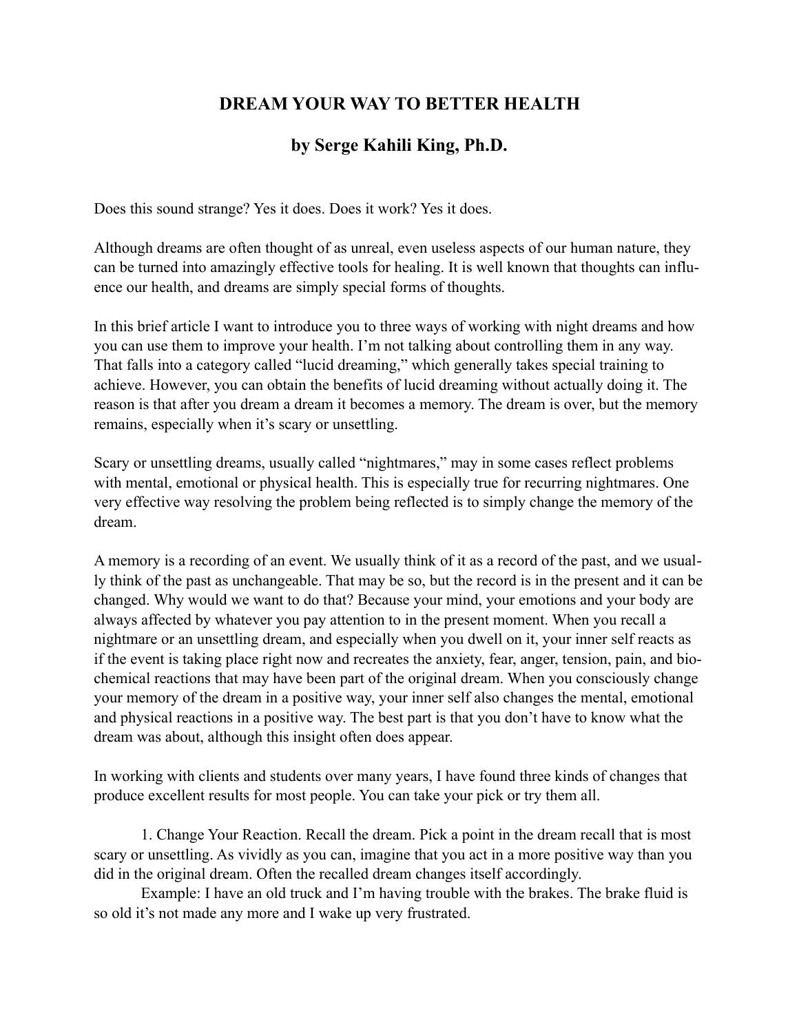# DREAM YOUR WAY TO BETTER HEALTH

## by Serge Kahili King, Ph.D.

Does this sound strange? Yes it does. Does it work? Yes it does.

Although dreams are often thought of as unreal, even useless aspects of our human nature, they can be turned into amazingly effective tools for healing. It is well known that thoughts can influence our health, and dreams are simply special forms of thoughts.

In this brief article I want to introduce you to three ways of working with night dreams and how you can use them to improve your health. I'm not talking about controlling them in any way. That falls into a category called "lucid dreaming," which generally takes special training to achieve. However, you can obtain the benefits of lucid dreaming without actually doing it. The reason is that after you dream a dream it becomes a memory. The dream is over, but the memory remains, especially when it's scary or unsettling.

Scary or unsettling dreams, usually called "nightmares," may in some cases reflect problems with mental, emotional or physical health. This is especially true for recurring nightmares. One very effective way resolving the problem being reflected is to simply change the memory of the dream.

A memory is a recording of an event. We usually think of it as a record of the past, and we usually think of the past as unchangeable. That may be so, but the record is in the present and it can be changed. Why would we want to do that? Because your mind, your emotions and your body are always affected by whatever you pay attention to in the present moment. When you recall a nightmare or an unsettling dream, and especially when you dwell on it, your inner self reacts as if the event is taking place right now and recreates the anxiety, fear, anger, tension, pain, and biochemical reactions that may have been part of the original dream. When you consciously change your memory of the dream in a positive way, your inner self also changes the mental, emotional and physical reactions in a positive way. The best part is that you don't have to know what the dream was about, although this insight often does appear.

In working with clients and students over many years, I have found three kinds of changes that produce excellent results for most people. You can take your pick or try them all.

1. Change Your Reaction. Recall the dream. Pick a point in the dream recall that is most scary or unsettling. As vividly as you can, imagine that you act in a more positive way than you did in the original dream. Often the recalled dream changes itself accordingly.

Example: I have an old truck and I'm having trouble with the brakes. The brake fluid is so old it's not made any more and I wake up very frustrated.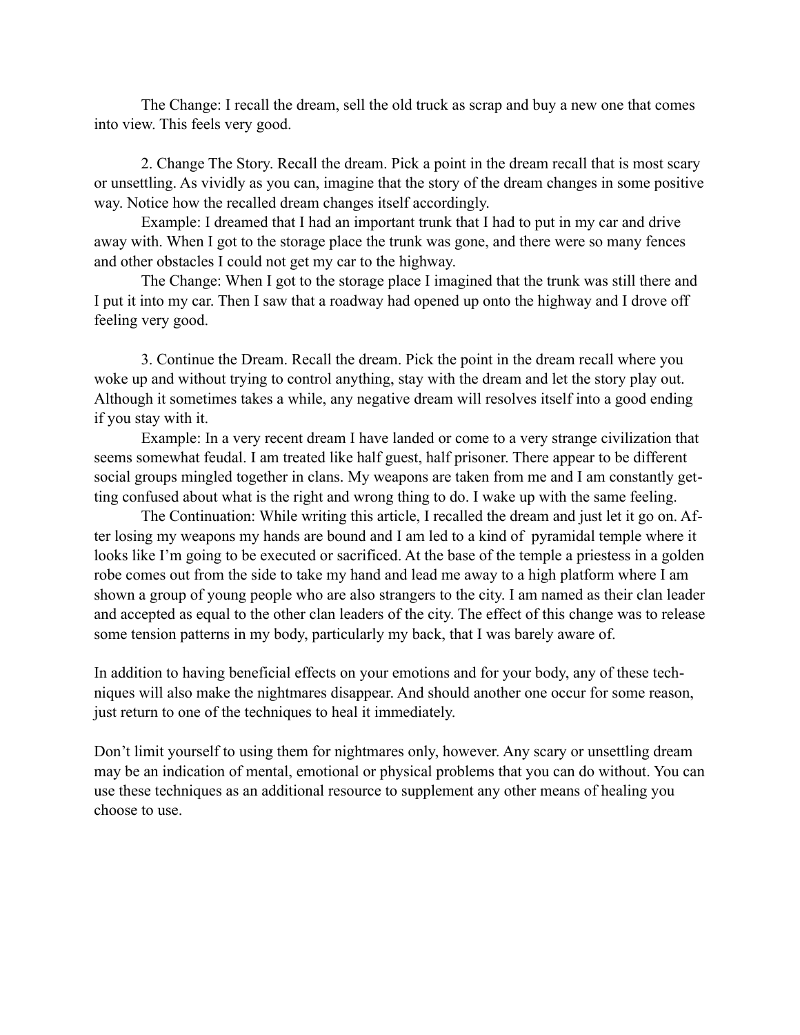The Change: I recall the dream, sell the old truck as scrap and buy a new one that comes into view. This feels very good.

2. Change The Story. Recall the dream. Pick a point in the dream recall that is most scary or unsettling. As vividly as you can, imagine that the story of the dream changes in some positive way. Notice how the recalled dream changes itself accordingly.

Example: I dreamed that I had an important trunk that I had to put in my car and drive away with. When I got to the storage place the trunk was gone, and there were so many fences and other obstacles I could not get my car to the highway.

The Change: When I got to the storage place I imagined that the trunk was still there and I put it into my car. Then I saw that a roadway had opened up onto the highway and I drove off feeling very good.

3. Continue the Dream. Recall the dream. Pick the point in the dream recall where you woke up and without trying to control anything, stay with the dream and let the story play out. Although it sometimes takes a while, any negative dream will resolves itself into a good ending if you stay with it.

Example: In a very recent dream I have landed or come to a very strange civilization that seems somewhat feudal. I am treated like half guest, half prisoner. There appear to be different social groups mingled together in clans. My weapons are taken from me and I am constantly getting confused about what is the right and wrong thing to do. I wake up with the same feeling.

The Continuation: While writing this article, I recalled the dream and just let it go on. After losing my weapons my hands are bound and I am led to a kind of pyramidal temple where it looks like I'm going to be executed or sacrificed. At the base of the temple a priestess in a golden robe comes out from the side to take my hand and lead me away to a high platform where I am shown a group of young people who are also strangers to the city. I am named as their clan leader and accepted as equal to the other clan leaders of the city. The effect of this change was to release some tension patterns in my body, particularly my back, that I was barely aware of.

In addition to having beneficial effects on your emotions and for your body, any of these techniques will also make the nightmares disappear. And should another one occur for some reason, just return to one of the techniques to heal it immediately.

Don't limit yourself to using them for nightmares only, however. Any scary or unsettling dream may be an indication of mental, emotional or physical problems that you can do without. You can use these techniques as an additional resource to supplement any other means of healing you choose to use.